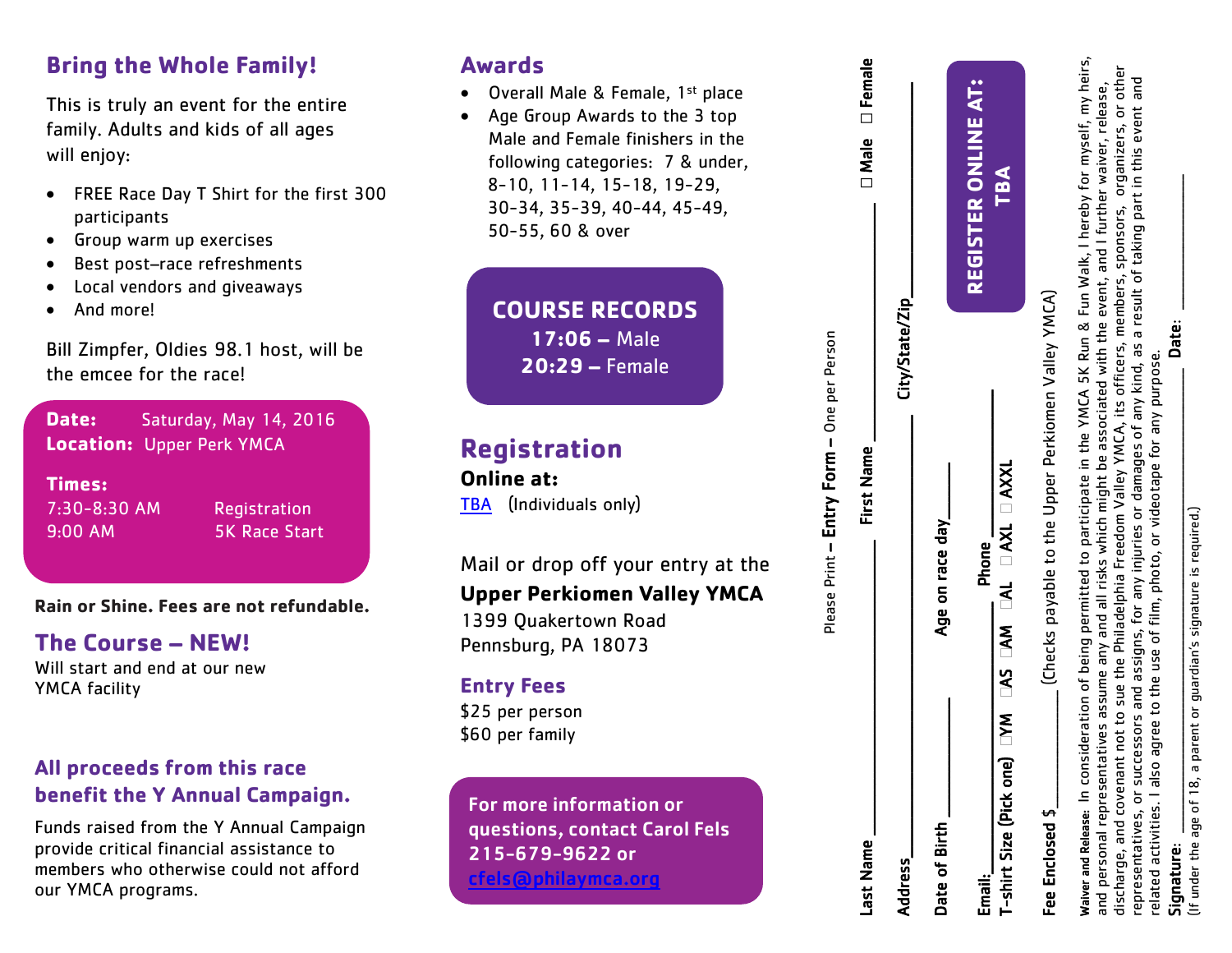## Bring the Whole Family!

This is truly an event for the entire family. Adults and kids of all ages will enjoy:

- FREE Race Day T Shirt for the first 300 participants
- Group warm up exercises
- Best post–race refreshments
- Local vendors and giveaways
- And more!

Bill Zimpfer, Oldies 98.1 host, will be the emcee for the race!

**Date:** Saturday, May 14, 2016
**Location:** Upper Perk YMCA

**Times:**
7:30-8:30 AM Registration
9:00 AM 5K Race Start

**Rain or Shine. Fees are not refundable.**

## The Course – NEW!

Will start and end at our new YMCA facility

### All proceeds from this race benefit the Y Annual Campaign.

Funds raised from the Y Annual Campaign provide critical financial assistance to members who otherwise could not afford our YMCA programs.

## Awards

- Overall Male & Female, 1st place
- Age Group Awards to the 3 top Male and Female finishers in the following categories: 7 & under, 8-10, 11-14, 15-18, 19-29, 30-34, 35-39, 40-44, 45-49, 50-55, 60 & over

**COURSE RECORDS**
**17:06 –** Male
**20:29 –** Female

## Registration

**Online at:**
TBA (Individuals only)

Mail or drop off your entry at the
**Upper Perkiomen Valley YMCA**
1399 Quakertown Road
Pennsburg, PA 18073

### Entry Fees

$25 per person
$60 per family

**For more information or questions, contact Carol Fels 215-679-9622 or cfels@philaymca.org**

Please Print – **Entry Form** – One per Person

**REGISTER ONLINE AT: TBA**

**Last Name** ____________ **First Name** ____________ ☐ **Male** ☐ **Female**

**Address** ____________ **City/State/Zip** ____________

**Date of Birth** ____________ **Age on race day** ______

**Email:** ____________ **Phone** ____________

**T-shirt Size (Pick one)** ☐YM ☐AS ☐AM ☐AL ☐AXL ☐AXXL

**Fee Enclosed $** ______ (Checks payable to the Upper Perkiomen Valley YMCA)

**Waiver and Release:** In consideration of being permitted to participate in the YMCA 5K Run & Fun Walk, I hereby for myself, my heirs, and personal representatives assume any and all risks which might be associated with the event, and I further waiver, release, discharge, and covenant not to sue the Philadelphia Freedom Valley YMCA, its officers, members, sponsors, organizers, or other representatives, or successors and assigns, for any injuries or damages of any kind, as a result of taking part in this event and related activities. I also agree to the use of film, photo, or videotape for any purpose.

**Signature:** ____________ **Date:** ____________
(If under the age of 18, a parent or guardian's signature is required.)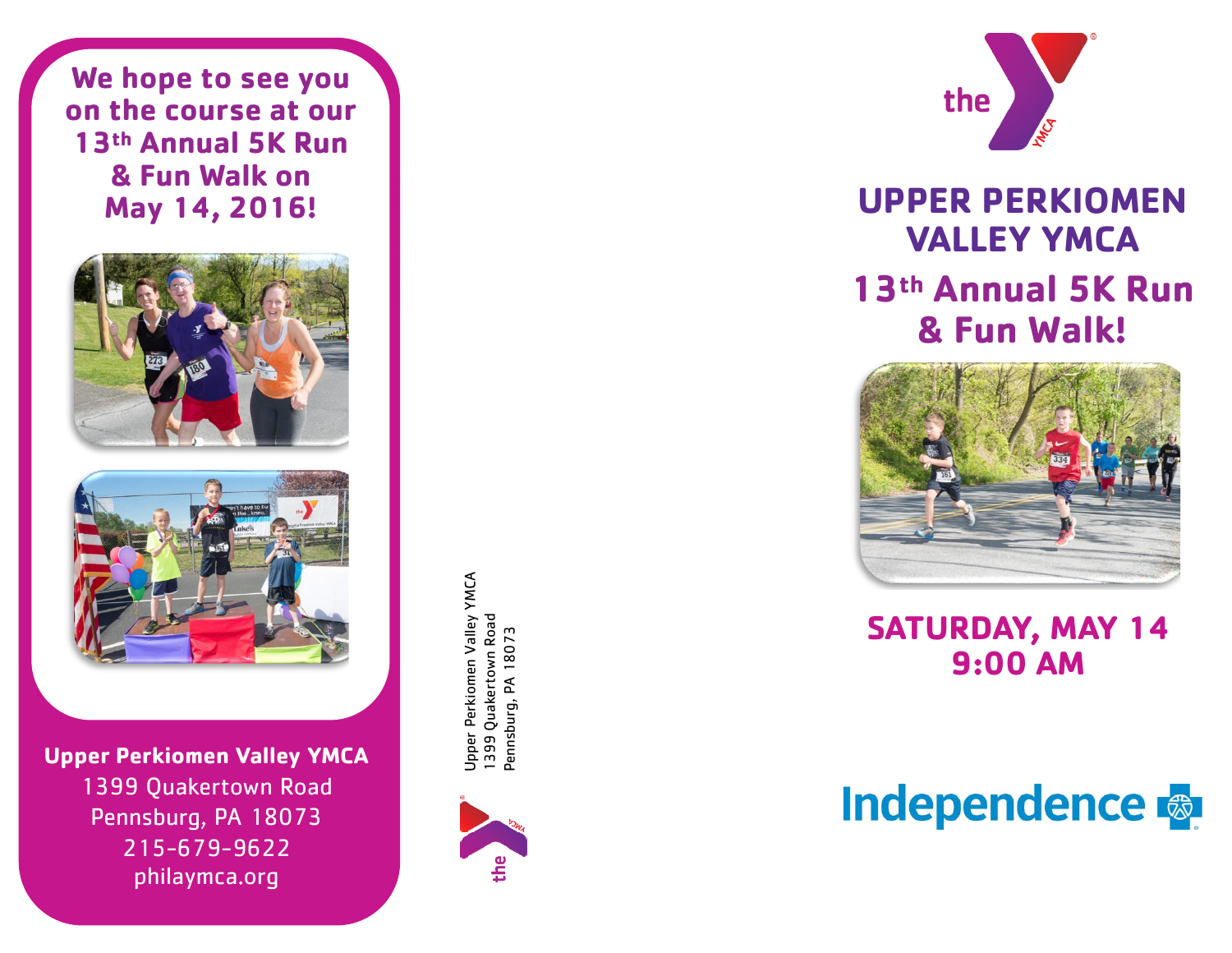We hope to see you on the course at our 13th Annual 5K Run & Fun Walk on May 14, 2016!

**Upper Perkiomen Valley YMCA**
1399 Quakertown Road
Pennsburg, PA 18073
215-679-9622
philaymca.org

Upper Perkiomen Valley YMCA
1399 Quakertown Road
Pennsburg, PA 18073

the YMCA

# UPPER PERKIOMEN VALLEY YMCA

## 13th Annual 5K Run & Fun Walk!

**SATURDAY, MAY 14**
**9:00 AM**

Independence